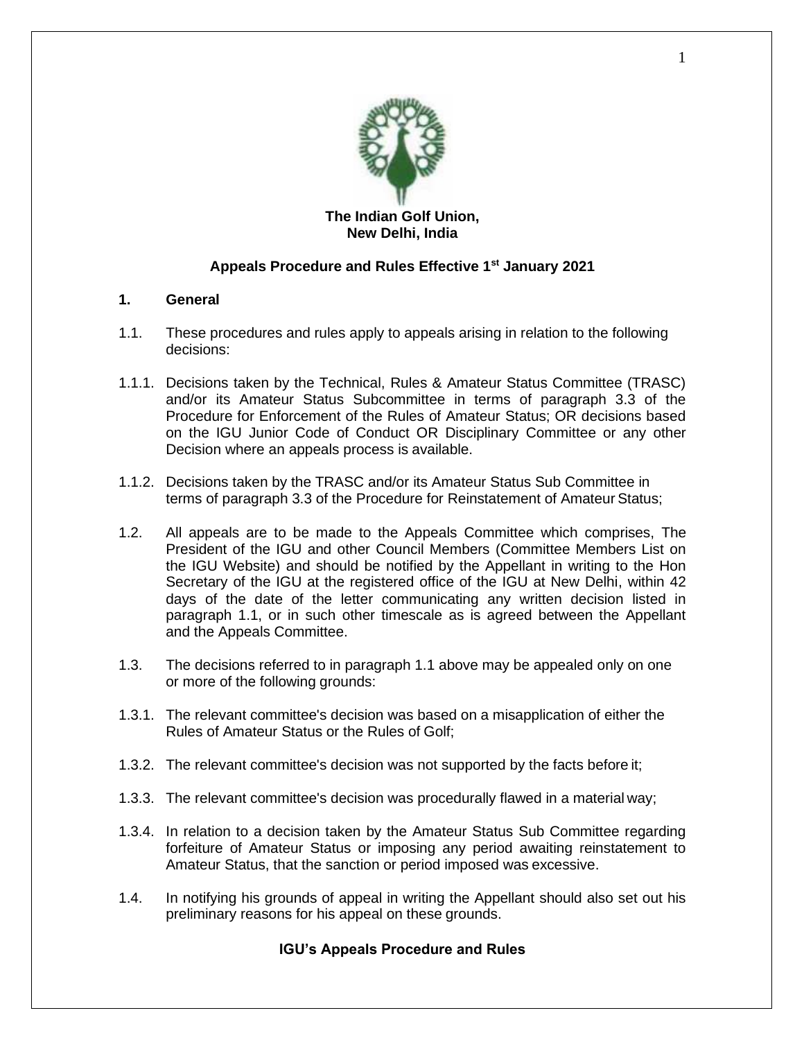**The Indian Golf Union,**
**New Delhi, India**

## Appeals Procedure and Rules Effective 1st January 2021

### 1. General

1.1. These procedures and rules apply to appeals arising in relation to the following decisions:

1.1.1. Decisions taken by the Technical, Rules & Amateur Status Committee (TRASC) and/or its Amateur Status Subcommittee in terms of paragraph 3.3 of the Procedure for Enforcement of the Rules of Amateur Status; OR decisions based on the IGU Junior Code of Conduct OR Disciplinary Committee or any other Decision where an appeals process is available.

1.1.2. Decisions taken by the TRASC and/or its Amateur Status Sub Committee in terms of paragraph 3.3 of the Procedure for Reinstatement of Amateur Status;

1.2. All appeals are to be made to the Appeals Committee which comprises, The President of the IGU and other Council Members (Committee Members List on the IGU Website) and should be notified by the Appellant in writing to the Hon Secretary of the IGU at the registered office of the IGU at New Delhi, within 42 days of the date of the letter communicating any written decision listed in paragraph 1.1, or in such other timescale as is agreed between the Appellant and the Appeals Committee.

1.3. The decisions referred to in paragraph 1.1 above may be appealed only on one or more of the following grounds:

1.3.1. The relevant committee's decision was based on a misapplication of either the Rules of Amateur Status or the Rules of Golf;

1.3.2. The relevant committee's decision was not supported by the facts before it;

1.3.3. The relevant committee's decision was procedurally flawed in a material way;

1.3.4. In relation to a decision taken by the Amateur Status Sub Committee regarding forfeiture of Amateur Status or imposing any period awaiting reinstatement to Amateur Status, that the sanction or period imposed was excessive.

1.4. In notifying his grounds of appeal in writing the Appellant should also set out his preliminary reasons for his appeal on these grounds.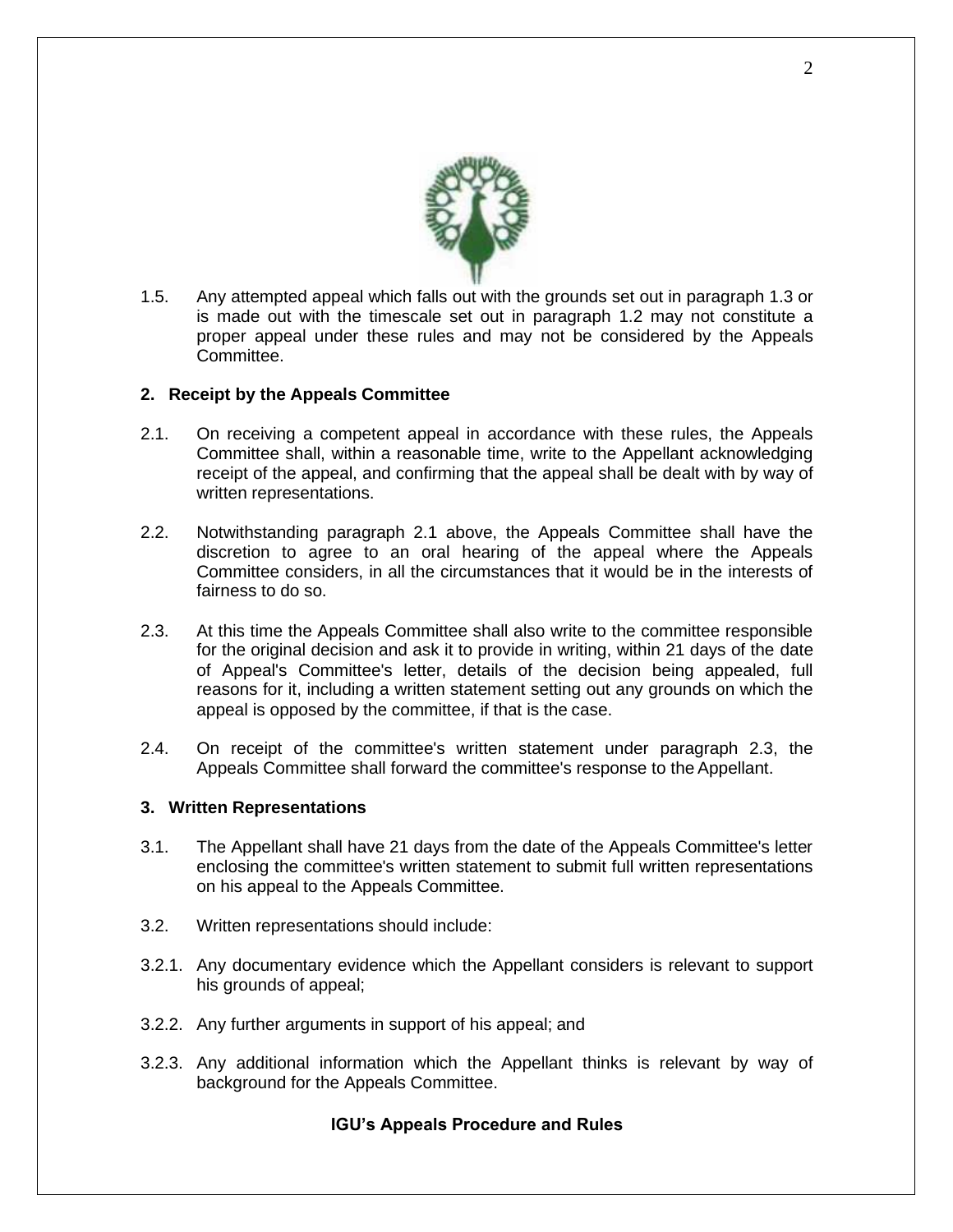1.5. Any attempted appeal which falls out with the grounds set out in paragraph 1.3 or is made out with the timescale set out in paragraph 1.2 may not constitute a proper appeal under these rules and may not be considered by the Appeals Committee.

## 2. Receipt by the Appeals Committee

2.1. On receiving a competent appeal in accordance with these rules, the Appeals Committee shall, within a reasonable time, write to the Appellant acknowledging receipt of the appeal, and confirming that the appeal shall be dealt with by way of written representations.

2.2. Notwithstanding paragraph 2.1 above, the Appeals Committee shall have the discretion to agree to an oral hearing of the appeal where the Appeals Committee considers, in all the circumstances that it would be in the interests of fairness to do so.

2.3. At this time the Appeals Committee shall also write to the committee responsible for the original decision and ask it to provide in writing, within 21 days of the date of Appeal's Committee's letter, details of the decision being appealed, full reasons for it, including a written statement setting out any grounds on which the appeal is opposed by the committee, if that is the case.

2.4. On receipt of the committee's written statement under paragraph 2.3, the Appeals Committee shall forward the committee's response to the Appellant.

## 3. Written Representations

3.1. The Appellant shall have 21 days from the date of the Appeals Committee's letter enclosing the committee's written statement to submit full written representations on his appeal to the Appeals Committee.

3.2. Written representations should include:

3.2.1. Any documentary evidence which the Appellant considers is relevant to support his grounds of appeal;

3.2.2. Any further arguments in support of his appeal; and

3.2.3. Any additional information which the Appellant thinks is relevant by way of background for the Appeals Committee.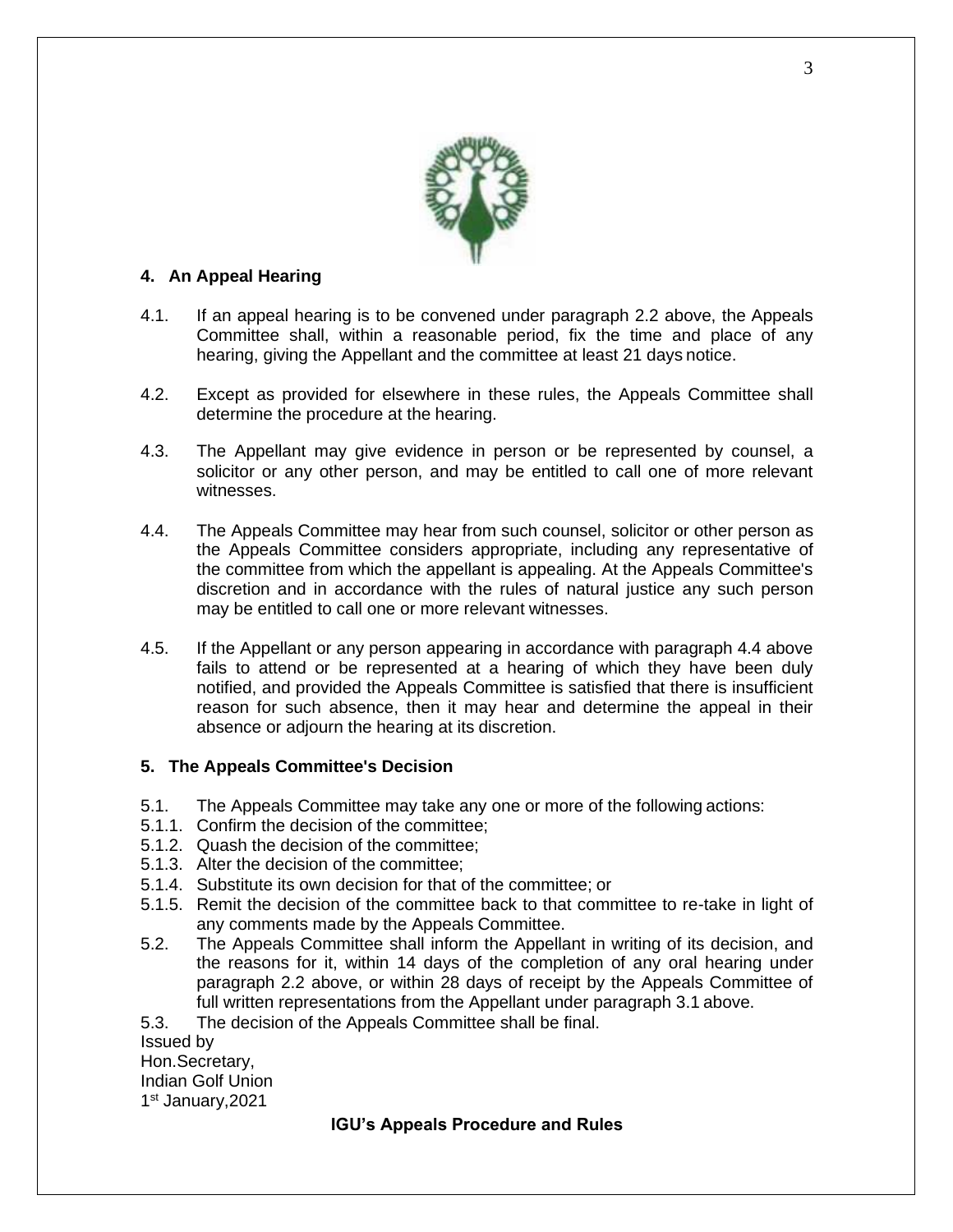## 4. An Appeal Hearing

4.1. If an appeal hearing is to be convened under paragraph 2.2 above, the Appeals Committee shall, within a reasonable period, fix the time and place of any hearing, giving the Appellant and the committee at least 21 days notice.

4.2. Except as provided for elsewhere in these rules, the Appeals Committee shall determine the procedure at the hearing.

4.3. The Appellant may give evidence in person or be represented by counsel, a solicitor or any other person, and may be entitled to call one of more relevant witnesses.

4.4. The Appeals Committee may hear from such counsel, solicitor or other person as the Appeals Committee considers appropriate, including any representative of the committee from which the appellant is appealing. At the Appeals Committee's discretion and in accordance with the rules of natural justice any such person may be entitled to call one or more relevant witnesses.

4.5. If the Appellant or any person appearing in accordance with paragraph 4.4 above fails to attend or be represented at a hearing of which they have been duly notified, and provided the Appeals Committee is satisfied that there is insufficient reason for such absence, then it may hear and determine the appeal in their absence or adjourn the hearing at its discretion.

## 5. The Appeals Committee's Decision

5.1. The Appeals Committee may take any one or more of the following actions:

5.1.1. Confirm the decision of the committee;

5.1.2. Quash the decision of the committee;

5.1.3. Alter the decision of the committee;

5.1.4. Substitute its own decision for that of the committee; or

5.1.5. Remit the decision of the committee back to that committee to re-take in light of any comments made by the Appeals Committee.

5.2. The Appeals Committee shall inform the Appellant in writing of its decision, and the reasons for it, within 14 days of the completion of any oral hearing under paragraph 2.2 above, or within 28 days of receipt by the Appeals Committee of full written representations from the Appellant under paragraph 3.1 above.

5.3. The decision of the Appeals Committee shall be final.

Issued by
Hon.Secretary,
Indian Golf Union
1st January,2021

**IGU's Appeals Procedure and Rules**